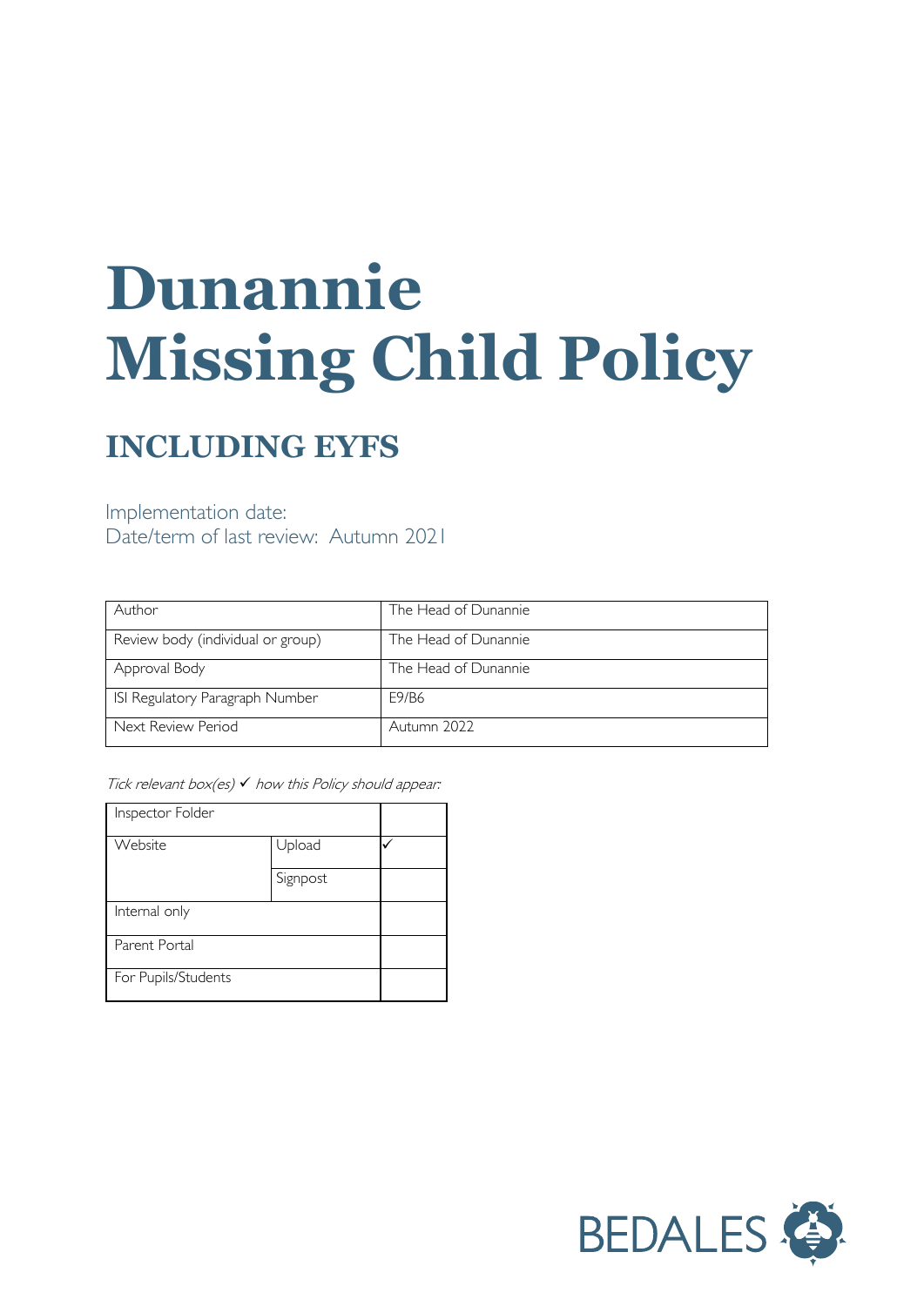# Dunannie Missing Child Policy

## INCLUDING EYFS

Implementation date:
Date/term of last review: Autumn 2021

| Author | The Head of Dunannie |
|---|---|
| Review body (individual or group) | The Head of Dunannie |
| Approval Body | The Head of Dunannie |
| ISI Regulatory Paragraph Number | E9/B6 |
| Next Review Period | Autumn 2022 |

*Tick relevant box(es) ✓ how this Policy should appear:*

| Inspector Folder | | |
|---|---|---|
| Website | Upload | ✓ |
| | Signpost | |
| Internal only | | |
| Parent Portal | | |
| For Pupils/Students | | |

BEDALES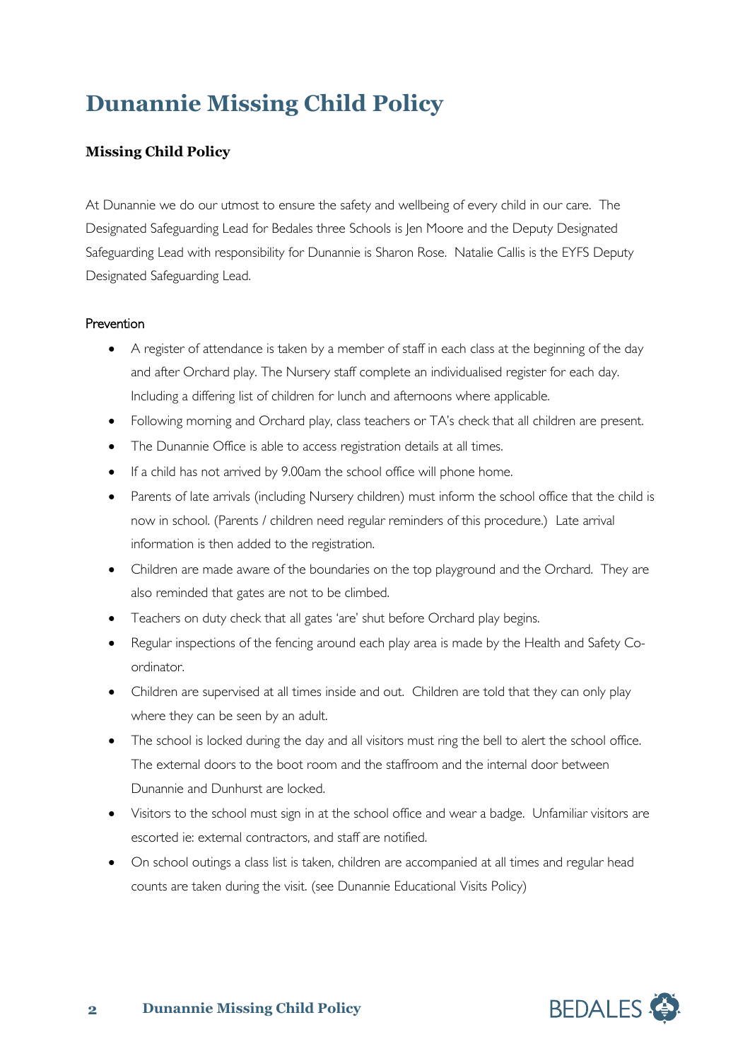# Dunannie Missing Child Policy

### Missing Child Policy

At Dunannie we do our utmost to ensure the safety and wellbeing of every child in our care. The Designated Safeguarding Lead for Bedales three Schools is Jen Moore and the Deputy Designated Safeguarding Lead with responsibility for Dunannie is Sharon Rose. Natalie Callis is the EYFS Deputy Designated Safeguarding Lead.

#### Prevention

- A register of attendance is taken by a member of staff in each class at the beginning of the day and after Orchard play. The Nursery staff complete an individualised register for each day. Including a differing list of children for lunch and afternoons where applicable.
- Following morning and Orchard play, class teachers or TA's check that all children are present.
- The Dunannie Office is able to access registration details at all times.
- If a child has not arrived by 9.00am the school office will phone home.
- Parents of late arrivals (including Nursery children) must inform the school office that the child is now in school. (Parents / children need regular reminders of this procedure.) Late arrival information is then added to the registration.
- Children are made aware of the boundaries on the top playground and the Orchard. They are also reminded that gates are not to be climbed.
- Teachers on duty check that all gates 'are' shut before Orchard play begins.
- Regular inspections of the fencing around each play area is made by the Health and Safety Co-ordinator.
- Children are supervised at all times inside and out. Children are told that they can only play where they can be seen by an adult.
- The school is locked during the day and all visitors must ring the bell to alert the school office. The external doors to the boot room and the staffroom and the internal door between Dunannie and Dunhurst are locked.
- Visitors to the school must sign in at the school office and wear a badge. Unfamiliar visitors are escorted ie: external contractors, and staff are notified.
- On school outings a class list is taken, children are accompanied at all times and regular head counts are taken during the visit. (see Dunannie Educational Visits Policy)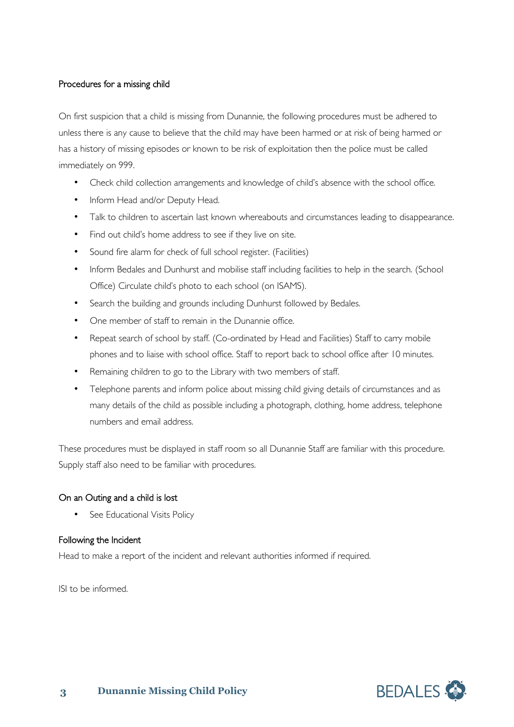## Procedures for a missing child

On first suspicion that a child is missing from Dunannie, the following procedures must be adhered to unless there is any cause to believe that the child may have been harmed or at risk of being harmed or has a history of missing episodes or known to be risk of exploitation then the police must be called immediately on 999.

- Check child collection arrangements and knowledge of child's absence with the school office.
- Inform Head and/or Deputy Head.
- Talk to children to ascertain last known whereabouts and circumstances leading to disappearance.
- Find out child's home address to see if they live on site.
- Sound fire alarm for check of full school register. (Facilities)
- Inform Bedales and Dunhurst and mobilise staff including facilities to help in the search. (School Office) Circulate child's photo to each school (on ISAMS).
- Search the building and grounds including Dunhurst followed by Bedales.
- One member of staff to remain in the Dunannie office.
- Repeat search of school by staff. (Co-ordinated by Head and Facilities) Staff to carry mobile phones and to liaise with school office. Staff to report back to school office after 10 minutes.
- Remaining children to go to the Library with two members of staff.
- Telephone parents and inform police about missing child giving details of circumstances and as many details of the child as possible including a photograph, clothing, home address, telephone numbers and email address.

These procedures must be displayed in staff room so all Dunannie Staff are familiar with this procedure. Supply staff also need to be familiar with procedures.

## On an Outing and a child is lost

- See Educational Visits Policy

## Following the Incident

Head to make a report of the incident and relevant authorities informed if required.

ISI to be informed.